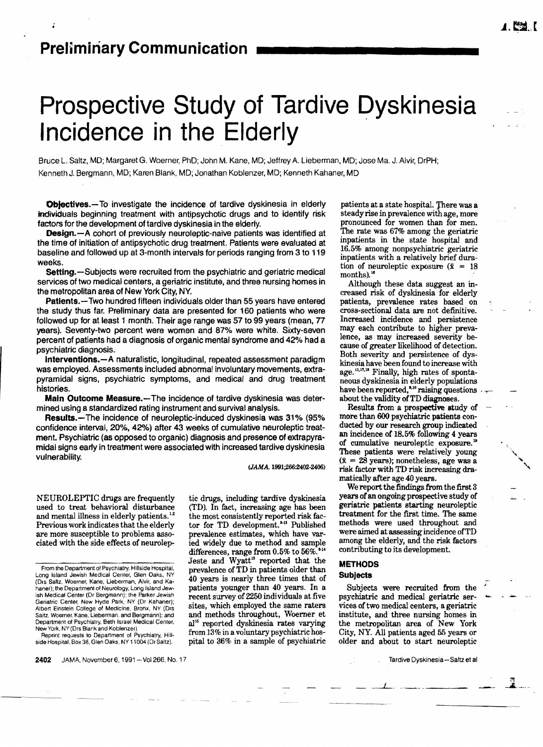## Preliminary Communication

# Prospective Study of Tardive Dyskinesia Incidence in the Elderly

Bruce L. Saltz, MD; Margaret G. Woerner, PhD; John M. Kane, MD; Jeffrey A. Lieberman, MD; Jose Ma. J. Alvir, DrPH; Kenneth J. Bergmann, MD; Karen Blank, MD; Jonathan Koblenzer, MD; Kenneth Kahaner, MD

**Objectives.**—To investigate the incidence of tardive dyskinesia in elderly individuals beginning treatment with antipsychotic drugs and to identify risk factors for the development of tardive dyskinesia in the elderly.

**Design.**—A cohort of previously neuroleptic-naive patients was identified at the time of initiation of antipsychotic drug treatment. Patients were evaluated at baseline and followed up at 3-month intervals for periods ranging from 3 to 119 weeks.

**Setting.**—Subjects were recruited from the psychiatric and geriatric medical services of two medical centers, a geriatric institute, and three nursing homes in the metropolitan area of New York City, NY.

**Patients.**—Two hundred fifteen individuals older than 55 years have entered the study thus far. Preliminary data are presented for 160 patients who were followed up for at least 1 month. Their age range was 57 to 99 years (mean, 77 years). Seventy-two percent were women and 87% were white. Sixty-seven percent of patients had a diagnosis of organic mental syndrome and 42% had a psychiatric diagnosis.

**Interventions.**—A naturalistic, longitudinal, repeated assessment paradigm was employed. Assessments included abnormal involuntary movements, extrapyramidal signs, psychiatric symptoms, and medical and drug treatment histories.

**Main Outcome Measure.**—The incidence of tardive dyskinesia was determined using a standardized rating instrument and survival analysis.

**Results.**—The incidence of neuroleptic-induced dyskinesia was 31% (95% confidence interval, 20%, 42%) after 43 weeks of cumulative neuroleptic treatment. Psychiatric (as opposed to organic) diagnosis and presence of extrapyramidal signs early in treatment were associated with increased tardive dyskinesia vulnerability.

*(JAMA. 1991;266:2402-2406)*

NEUROLEPTIC drugs are frequently used to treat behavioral disturbance and mental illness in elderly patients.[1,2] Previous work indicates that the elderly are more susceptible to problems associated with the side effects of neuroleptic drugs, including tardive dyskinesia (TD). In fact, increasing age has been the most consistently reported risk factor for TD development.[3-13] Published prevalence estimates, which have varied widely due to method and sample differences, range from 0.5% to 56%.[3-14] Jeste and Wyatt[13] reported that the prevalence of TD in patients older than 40 years is nearly three times that of patients younger than 40 years. In a recent survey of 2250 individuals at five sites, which employed the same raters and methods throughout, Woerner et al[15] reported dyskinesia rates varying from 13% in a voluntary psychiatric hospital to 36% in a sample of psychiatric patients at a state hospital. There was a steady rise in prevalence with age, more pronounced for women than for men. The rate was 67% among the geriatric inpatients in the state hospital and 16.5% among nonpsychiatric geriatric inpatients with a relatively brief duration of neuroleptic exposure ($\bar{x}$ = 18 months).[16]

Although these data suggest an increased risk of dyskinesia for elderly patients, prevalence rates based on cross-sectional data are not definitive. Increased incidence and persistence may each contribute to higher prevalence, as may increased severity because of greater likelihood of detection. Both severity and persistence of dyskinesia have been found to increase with age.[11,17,18] Finally, high rates of spontaneous dyskinesia in elderly populations have been reported,[9,10] raising questions about the validity of TD diagnoses.

Results from a prospective study of more than 600 psychiatric patients conducted by our research group indicated an incidence of 18.5% following 4 years of cumulative neuroleptic exposure.[19] These patients were relatively young ($\bar{x}$ = 28 years); nonetheless, age was a risk factor with TD risk increasing dramatically after age 40 years.

We report the findings from the first 3 years of an ongoing prospective study of geriatric patients starting neuroleptic treatment for the first time. The same methods were used throughout and were aimed at assessing incidence of TD among the elderly, and the risk factors contributing to its development.

## METHODS

### Subjects

Subjects were recruited from the psychiatric and medical geriatric services of two medical centers, a geriatric institute, and three nursing homes in the metropolitan area of New York City, NY. All patients aged 55 years or older and about to start neuroleptic

From the Department of Psychiatry, Hillside Hospital, Long Island Jewish Medical Center, Glen Oaks, NY (Drs Saltz, Woerner, Kane, Lieberman, Alvir, and Kahaner); the Department of Neurology, Long Island Jewish Medical Center (Dr Bergmann); the Parker Jewish Geriatric Center, New Hyde Park, NY (Dr Kahaner); Albert Einstein College of Medicine, Bronx, NY (Drs Saltz, Woerner, Kane, Lieberman, and Bergmann); and Department of Psychiatry, Beth Israel Medical Center, New York, NY (Drs Blank and Koblenzer).

Reprint requests to Department of Psychiatry, Hillside Hospital, Box 38, Glen Oaks, NY 11004 (Dr Saltz).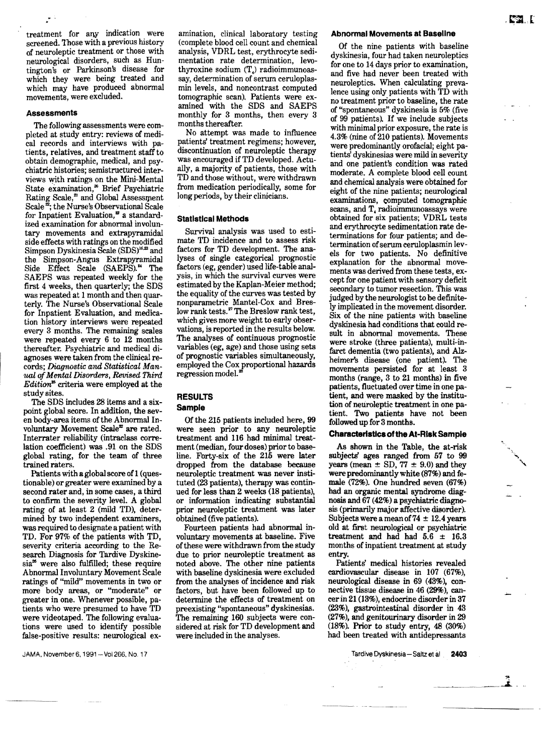treatment for any indication were screened. Those with a previous history of neuroleptic treatment or those with neurological disorders, such as Huntington's or Parkinson's disease for which they were being treated and which may have produced abnormal movements, were excluded.

### Assessments

The following assessments were completed at study entry: reviews of medical records and interviews with patients, relatives, and treatment staff to obtain demographic, medical, and psychiatric histories; semistructured interviews with ratings on the Mini-Mental State examination,[20] Brief Psychiatric Rating Scale,[21] and Global Assessment Scale[22]; the Nurse's Observational Scale for Inpatient Evaluation,[23] a standardized examination for abnormal involuntary movements and extrapyramidal side effects with ratings on the modified Simpson Dyskinesia Scale (SDS)[16,22] and the Simpson-Angus Extrapyramidal Side Effect Scale (SAEPS).[24] The SAEPS was repeated weekly for the first 4 weeks, then quarterly; the SDS was repeated at 1 month and then quarterly. The Nurse's Observational Scale for Inpatient Evaluation, and medication history interviews were repeated every 3 months. The remaining scales were repeated every 6 to 12 months thereafter. Psychiatric and medical diagnoses were taken from the clinical records; *Diagnostic and Statistical Manual of Mental Disorders, Revised Third Edition*[25] criteria were employed at the study sites.

The SDS includes 28 items and a six-point global score. In addition, the seven body-area items of the Abnormal Involuntary Movement Scale[22] are rated. Interrater reliability (intraclass correlation coefficient) was .91 on the SDS global rating, for the team of three trained raters.

Patients with a global score of 1 (questionable) or greater were examined by a second rater and, in some cases, a third to confirm the severity level. A global rating of at least 2 (mild TD), determined by two independent examiners, was required to designate a patient with TD. For 97% of the patients with TD, severity criteria according to the Research Diagnosis for Tardive Dyskinesia[26] were also fulfilled; these require Abnormal Involuntary Movement Scale ratings of "mild" movements in two or more body areas, or "moderate" or greater in one. Whenever possible, patients who were presumed to have TD were videotaped. The following evaluations were used to identify possible false-positive results: neurological examination, clinical laboratory testing (complete blood cell count and chemical analysis, VDRL test, erythrocyte sedimentation rate determination, levothyroxine sodium ($T_4$) radioimmunoassay, determination of serum ceruloplasmin levels, and noncontrast computed tomographic scan). Patients were examined with the SDS and SAEPS monthly for 3 months, then every 3 months thereafter.

No attempt was made to influence patients' treatment regimens; however, discontinuation of neuroleptic therapy was encouraged if TD developed. Actually, a majority of patients, those with TD and those without, were withdrawn from medication periodically, some for long periods, by their clinicians.

### Statistical Methods

Survival analysis was used to estimate TD incidence and to assess risk factors for TD development. The analyses of single categorical prognostic factors (eg, gender) used life-table analysis, in which the survival curves were estimated by the Kaplan-Meier method; the equality of the curves was tested by nonparametric Mantel-Cox and Breslow rank tests.[27] The Breslow rank test, which gives more weight to early observations, is reported in the results below. The analyses of continuous prognostic variables (eg, age) and those using sets of prognostic variables simultaneously, employed the Cox proportional hazards regression model.[28]

## RESULTS

### Sample

Of the 215 patients included here, 99 were seen prior to any neuroleptic treatment and 116 had minimal treatment (median, four doses) prior to baseline. Forty-six of the 215 were later dropped from the database because neuroleptic treatment was never instituted (23 patients), therapy was continued for less than 2 weeks (18 patients), or information indicating substantial prior neuroleptic treatment was later obtained (five patients).

Fourteen patients had abnormal involuntary movements at baseline. Five of these were withdrawn from the study due to prior neuroleptic treatment as noted above. The other nine patients with baseline dyskinesia were excluded from the analyses of incidence and risk factors, but have been followed up to determine the effects of treatment on preexisting "spontaneous" dyskinesias. The remaining 160 subjects were considered at risk for TD development and were included in the analyses.

### Abnormal Movements at Baseline

Of the nine patients with baseline dyskinesia, four had taken neuroleptics for one to 14 days prior to examination, and five had never been treated with neuroleptics. When calculating prevalence using only patients with TD with no treatment prior to baseline, the rate of "spontaneous" dyskinesia is 5% (five of 99 patients). If we include subjects with minimal prior exposure, the rate is 4.3% (nine of 210 patients). Movements were predominantly orofacial; eight patients' dyskinesias were mild in severity and one patient's condition was rated moderate. A complete blood cell count and chemical analysis were obtained for eight of the nine patients; neurological examinations, computed tomographic scans, and $T_4$ radioimmunoassays were obtained for six patients; VDRL tests and erythrocyte sedimentation rate determinations for four patients; and determination of serum ceruloplasmin levels for two patients. No definitive explanation for the abnormal movements was derived from these tests, except for one patient with sensory deficit secondary to tumor resection. This was judged by the neurologist to be definitely implicated in the movement disorder. Six of the nine patients with baseline dyskinesia had conditions that could result in abnormal movements. These were stroke (three patients), multi-infarct dementia (two patients), and Alzheimer's disease (one patient). The movements persisted for at least 3 months (range, 3 to 21 months) in five patients, fluctuated over time in one patient, and were masked by the institution of neuroleptic treatment in one patient. Two patients have not been followed up for 3 months.

### Characteristics of the At-Risk Sample

As shown in the Table, the at-risk subjects' ages ranged from 57 to 99 years (mean ± SD, 77 ± 9.0) and they were predominantly white (87%) and female (72%). One hundred seven (67%) had an organic mental syndrome diagnosis and 67 (42%) a psychiatric diagnosis (primarily major affective disorder). Subjects were a mean of 74 ± 12.4 years old at first neurological or psychiatric treatment and had had 5.6 ± 16.3 months of inpatient treatment at study entry.

Patients' medical histories revealed cardiovascular disease in 107 (67%), neurological disease in 69 (43%), connective tissue disease in 46 (29%), cancer in 21 (13%), endocrine disorder in 37 (23%), gastrointestinal disorder in 43 (27%), and genitourinary disorder in 29 (18%). Prior to study entry, 48 (30%) had been treated with antidepressants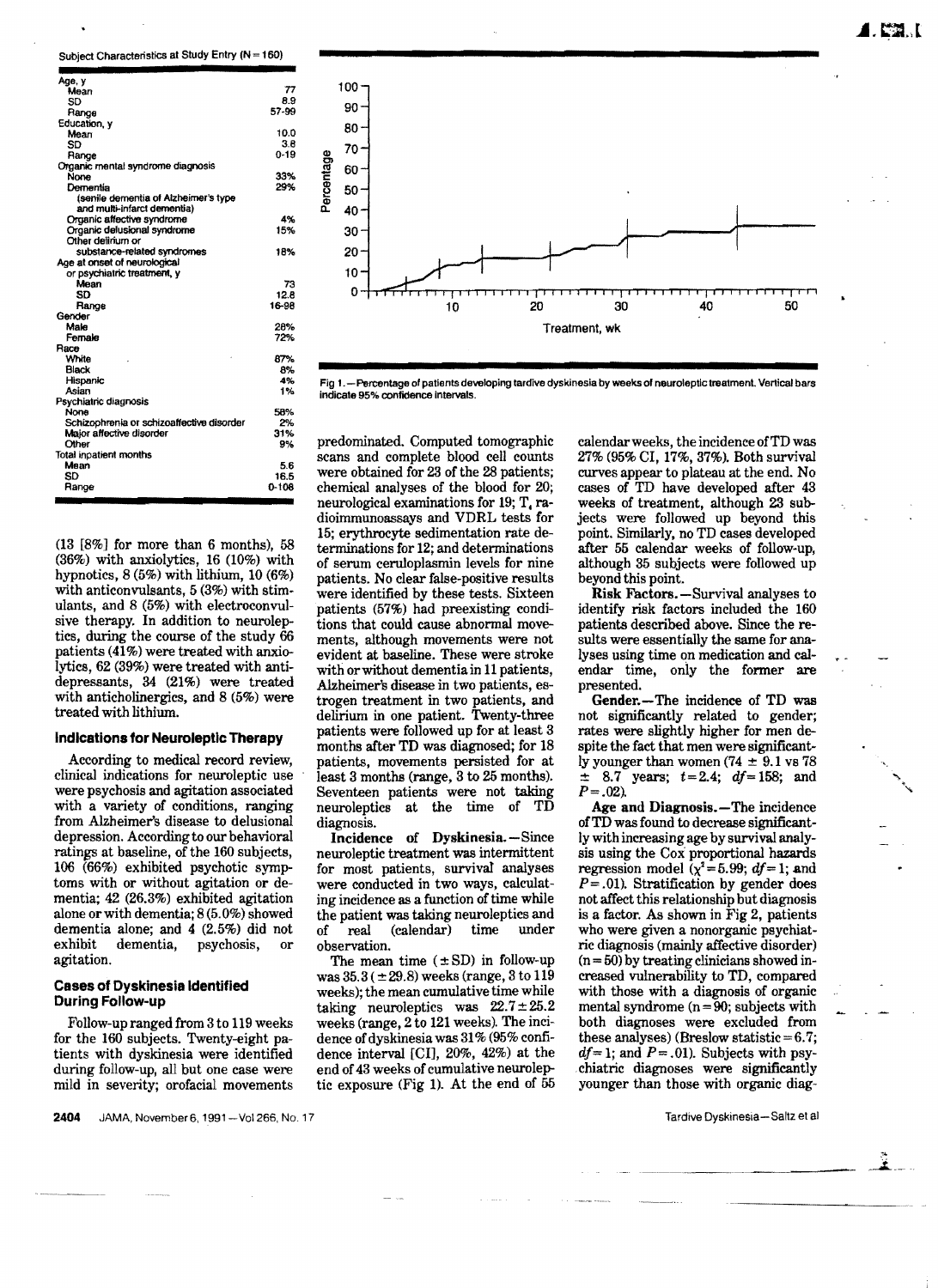Subject Characteristics at Study Entry (N = 160)

| | |
|---|---|
| Age, y | |
| Mean | 77 |
| SD | 8.9 |
| Range | 57-99 |
| Education, y | |
| Mean | 10.0 |
| SD | 3.8 |
| Range | 0-19 |
| Organic mental syndrome diagnosis | |
| None | 33% |
| Dementia (senile dementia of Alzheimer's type and multi-infarct dementia) | 29% |
| Organic affective syndrome | 4% |
| Organic delusional syndrome | 15% |
| Other delirium or substance-related syndromes | 18% |
| Age at onset of neurological or psychiatric treatment, y | |
| Mean | 73 |
| SD | 12.8 |
| Range | 16-98 |
| Gender | |
| Male | 28% |
| Female | 72% |
| Race | |
| White | 87% |
| Black | 8% |
| Hispanic | 4% |
| Asian | 1% |
| Psychiatric diagnosis | |
| None | 58% |
| Schizophrenia or schizoaffective disorder | 2% |
| Major affective disorder | 31% |
| Other | 9% |
| Total inpatient months | |
| Mean | 5.6 |
| SD | 16.5 |
| Range | 0-108 |

(13 [8%] for more than 6 months), 58 (36%) with anxiolytics, 16 (10%) with hypnotics, 8 (5%) with lithium, 10 (6%) with anticonvulsants, 5 (3%) with stimulants, and 8 (5%) with electroconvulsive therapy. In addition to neuroleptics, during the course of the study 66 patients (41%) were treated with anxiolytics, 62 (39%) were treated with antidepressants, 34 (21%) were treated with anticholinergics, and 8 (5%) were treated with lithium.

### Indications for Neuroleptic Therapy

According to medical record review, clinical indications for neuroleptic use were psychosis and agitation associated with a variety of conditions, ranging from Alzheimer's disease to delusional depression. According to our behavioral ratings at baseline, of the 160 subjects, 106 (66%) exhibited psychotic symptoms with or without agitation or dementia; 42 (26.3%) exhibited agitation alone or with dementia; 8 (5.0%) showed dementia alone; and 4 (2.5%) did not exhibit dementia, psychosis, or agitation.

### Cases of Dyskinesia Identified During Follow-up

Follow-up ranged from 3 to 119 weeks for the 160 subjects. Twenty-eight patients with dyskinesia were identified during follow-up, all but one case were mild in severity; orofacial movements predominated. Computed tomographic scans and complete blood cell counts were obtained for 23 of the 28 patients; chemical analyses of the blood for 20; neurological examinations for 19; $T_4$ radioimmunoassays and VDRL tests for 15; erythrocyte sedimentation rate determinations for 12; and determinations of serum ceruloplasmin levels for nine patients. No clear false-positive results were identified by these tests. Sixteen patients (57%) had preexisting conditions that could cause abnormal movements, although movements were not evident at baseline. These were stroke with or without dementia in 11 patients, Alzheimer's disease in two patients, estrogen treatment in two patients, and delirium in one patient. Twenty-three patients were followed up for at least 3 months after TD was diagnosed; for 18 patients, movements persisted for at least 3 months (range, 3 to 25 months). Seventeen patients were not taking neuroleptics at the time of TD diagnosis.

**Incidence of Dyskinesia.**—Since neuroleptic treatment was intermittent for most patients, survival analyses were conducted in two ways, calculating incidence as a function of time while the patient was taking neuroleptics and of real (calendar) time under observation.

The mean time (±SD) in follow-up was 35.3 (±29.8) weeks (range, 3 to 119 weeks); the mean cumulative time while taking neuroleptics was 22.7±25.2 weeks (range, 2 to 121 weeks). The incidence of dyskinesia was 31% (95% confidence interval [CI], 20%, 42%) at the end of 43 weeks of cumulative neuroleptic exposure (Fig 1). At the end of 55 calendar weeks, the incidence of TD was 27% (95% CI, 17%, 37%). Both survival curves appear to plateau at the end. No cases of TD have developed after 43 weeks of treatment, although 23 subjects were followed up beyond this point. Similarly, no TD cases developed after 55 calendar weeks of follow-up, although 35 subjects were followed up beyond this point.

**Risk Factors.**—Survival analyses to identify risk factors included the 160 patients described above. Since the results were essentially the same for analyses using time on medication and calendar time, only the former are presented.

**Gender.**—The incidence of TD was not significantly related to gender; rates were slightly higher for men despite the fact that men were significantly younger than women (74 ± 9.1 vs 78 ± 8.7 years; $t=2.4$; $df=158$; and $P=.02$).

**Age and Diagnosis.**—The incidence of TD was found to decrease significantly with increasing age by survival analysis using the Cox proportional hazards regression model ($\chi^2=5.99$; $df=1$; and $P=.01$). Stratification by gender does not affect this relationship but diagnosis is a factor. As shown in Fig 2, patients who were given a nonorganic psychiatric diagnosis (mainly affective disorder) ($n=50$) by treating clinicians showed increased vulnerability to TD, compared with those with a diagnosis of organic mental syndrome ($n=90$; subjects with both diagnoses were excluded from these analyses) (Breslow statistic = 6.7; $df=1$; and $P=.01$). Subjects with psychiatric diagnoses were significantly younger than those with organic diag-

Fig 1.—Percentage of patients developing tardive dyskinesia by weeks of neuroleptic treatment. Vertical bars indicate 95% confidence intervals.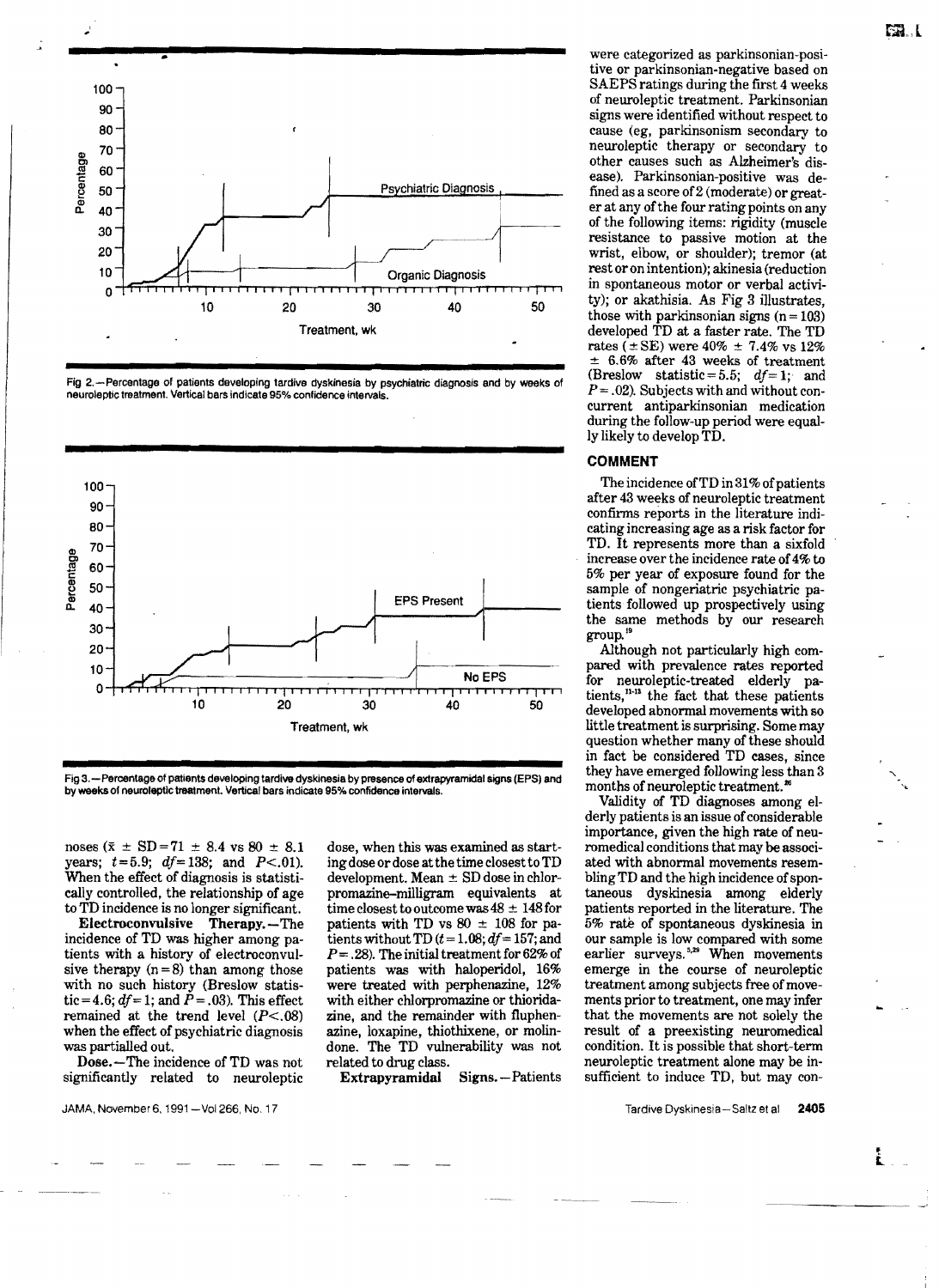Fig 2.—Percentage of patients developing tardive dyskinesia by psychiatric diagnosis and by weeks of neuroleptic treatment. Vertical bars indicate 95% confidence intervals.

Fig 3.—Percentage of patients developing tardive dyskinesia by presence of extrapyramidal signs (EPS) and by weeks of neuroleptic treatment. Vertical bars indicate 95% confidence intervals.

noses ($\bar{x} \pm SD = 71 \pm 8.4$ vs $80 \pm 8.1$ years; $t = 5.9$; $df = 138$; and $P < .01$). When the effect of diagnosis is statistically controlled, the relationship of age to TD incidence is no longer significant.

**Electroconvulsive Therapy.**—The incidence of TD was higher among patients with a history of electroconvulsive therapy ($n = 8$) than among those with no such history (Breslow statistic $= 4.6$; $df = 1$; and $P = .03$). This effect remained at the trend level ($P < .08$) when the effect of psychiatric diagnosis was partialled out.

**Dose.**—The incidence of TD was not significantly related to neuroleptic dose, when this was examined as starting dose or dose at the time closest to TD development. Mean ± SD dose in chlorpromazine–milligram equivalents at time closest to outcome was $48 \pm 148$ for patients with TD vs $80 \pm 108$ for patients without TD ($t = 1.08$; $df = 157$; and $P = .28$). The initial treatment for 62% of patients was with haloperidol, 16% were treated with perphenazine, 12% with either chlorpromazine or thioridazine, and the remainder with fluphenazine, loxapine, thiothixene, or molindone. The TD vulnerability was not related to drug class.

**Extrapyramidal Signs.**—Patients were categorized as parkinsonian-positive or parkinsonian-negative based on SAEPS ratings during the first 4 weeks of neuroleptic treatment. Parkinsonian signs were identified without respect to cause (eg, parkinsonism secondary to neuroleptic therapy or secondary to other causes such as Alzheimer's disease). Parkinsonian-positive was defined as a score of 2 (moderate) or greater at any of the four rating points on any of the following items: rigidity (muscle resistance to passive motion at the wrist, elbow, or shoulder); tremor (at rest or on intention); akinesia (reduction in spontaneous motor or verbal activity); or akathisia. As Fig 3 illustrates, those with parkinsonian signs ($n = 103$) developed TD at a faster rate. The TD rates (±SE) were 40% ± 7.4% vs 12% ± 6.6% after 43 weeks of treatment (Breslow statistic $= 5.5$; $df = 1$; and $P = .02$). Subjects with and without concurrent antiparkinsonian medication during the follow-up period were equally likely to develop TD.

## COMMENT

The incidence of TD in 31% of patients after 43 weeks of neuroleptic treatment confirms reports in the literature indicating increasing age as a risk factor for TD. It represents more than a sixfold increase over the incidence rate of 4% to 5% per year of exposure found for the sample of nongeriatric psychiatric patients followed up prospectively using the same methods by our research group.[19]

Although not particularly high compared with prevalence rates reported for neuroleptic-treated elderly patients,[11-13] the fact that these patients developed abnormal movements with so little treatment is surprising. Some may question whether many of these should in fact be considered TD cases, since they have emerged following less than 3 months of neuroleptic treatment.[26]

Validity of TD diagnoses among elderly patients is an issue of considerable importance, given the high rate of neuromedical conditions that may be associated with abnormal movements resembling TD and the high incidence of spontaneous dyskinesia among elderly patients reported in the literature. The 5% rate of spontaneous dyskinesia in our sample is low compared with some earlier surveys.[5,29] When movements emerge in the course of neuroleptic treatment among subjects free of movements prior to treatment, one may infer that the movements are not solely the result of a preexisting neuromedical condition. It is possible that short-term neuroleptic treatment alone may be insufficient to induce TD, but may con-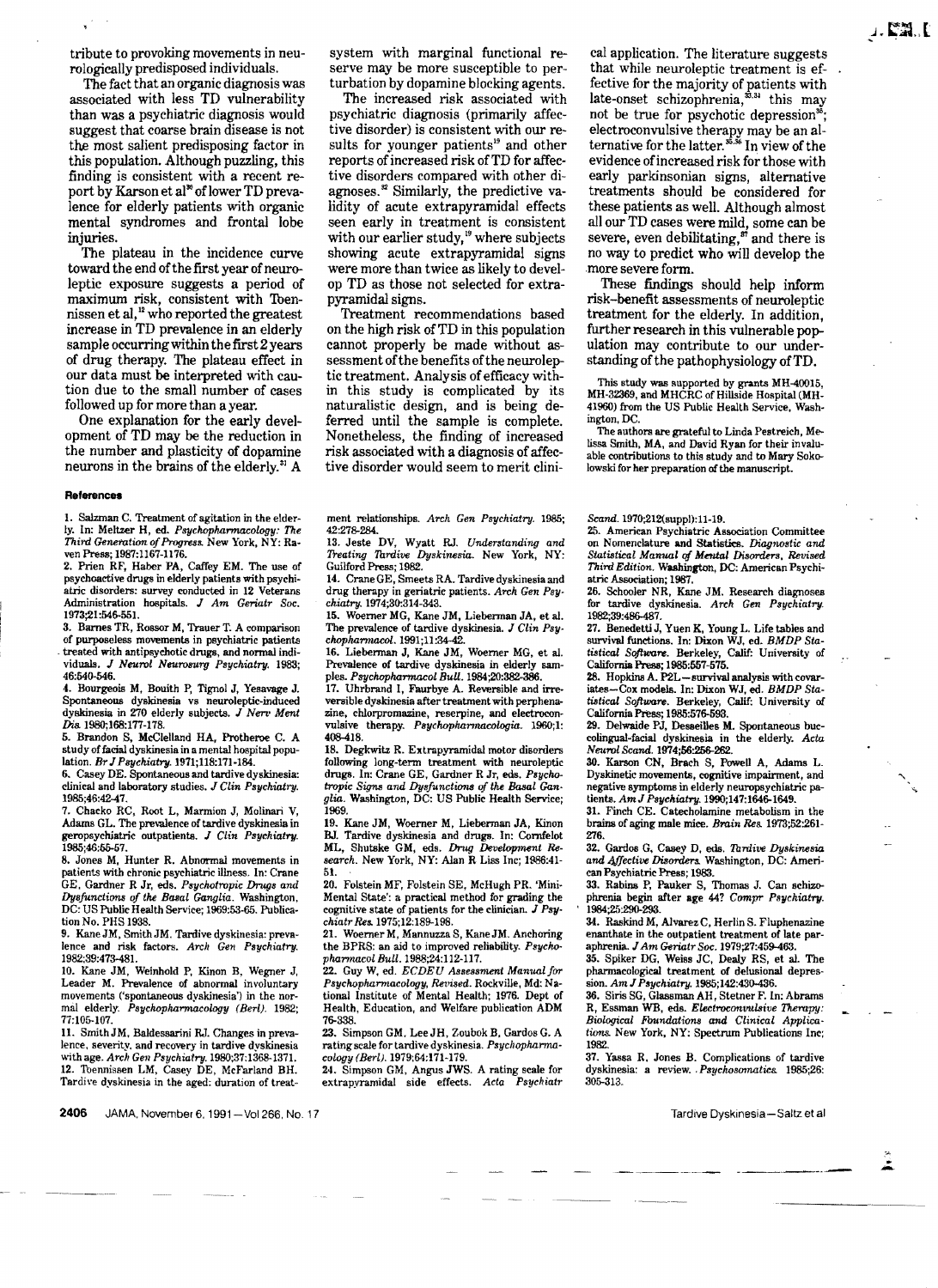tribute to provoking movements in neurologically predisposed individuals.

The fact that an organic diagnosis was associated with less TD vulnerability than was a psychiatric diagnosis would suggest that coarse brain disease is not the most salient predisposing factor in this population. Although puzzling, this finding is consistent with a recent report by Karson et al[30] of lower TD prevalence for elderly patients with organic mental syndromes and frontal lobe injuries.

The plateau in the incidence curve toward the end of the first year of neuroleptic exposure suggests a period of maximum risk, consistent with Toennissen et al,[12] who reported the greatest increase in TD prevalence in an elderly sample occurring within the first 2 years of drug therapy. The plateau effect in our data must be interpreted with caution due to the small number of cases followed up for more than a year.

One explanation for the early development of TD may be the reduction in the number and plasticity of dopamine neurons in the brains of the elderly.[31] A system with marginal functional reserve may be more susceptible to perturbation by dopamine blocking agents.

The increased risk associated with psychiatric diagnosis (primarily affective disorder) is consistent with our results for younger patients[19] and other reports of increased risk of TD for affective disorders compared with other diagnoses.[32] Similarly, the predictive validity of acute extrapyramidal effects seen early in treatment is consistent with our earlier study,[19] where subjects showing acute extrapyramidal signs were more than twice as likely to develop TD as those not selected for extrapyramidal signs.

Treatment recommendations based on the high risk of TD in this population cannot properly be made without assessment of the benefits of the neuroleptic treatment. Analysis of efficacy within this study is complicated by its naturalistic design, and is being deferred until the sample is complete. Nonetheless, the finding of increased risk associated with a diagnosis of affective disorder would seem to merit clinical application. The literature suggests that while neuroleptic treatment is effective for the majority of patients with late-onset schizophrenia,[33,34] this may not be true for psychotic depression[35]; electroconvulsive therapy may be an alternative for the latter.[35,36] In view of the evidence of increased risk for those with early parkinsonian signs, alternative treatments should be considered for these patients as well. Although almost all our TD cases were mild, some can be severe, even debilitating,[37] and there is no way to predict who will develop the more severe form.

These findings should help inform risk-benefit assessments of neuroleptic treatment for the elderly. In addition, further research in this vulnerable population may contribute to our understanding of the pathophysiology of TD.

This study was supported by grants MH-40015, MH-32369, and MHCRC of Hillside Hospital (MH-41960) from the US Public Health Service, Washington, DC.

The authors are grateful to Linda Pestreich, Melissa Smith, MA, and David Ryan for their invaluable contributions to this study and to Mary Sokolowski for her preparation of the manuscript.

## References

1. Salzman C. Treatment of agitation in the elderly. In: Meltzer H, ed. *Psychopharmacology: The Third Generation of Progress.* New York, NY: Raven Press; 1987:1167-1176.
2. Prien RF, Haber PA, Caffey EM. The use of psychoactive drugs in elderly patients with psychiatric disorders: survey conducted in 12 Veterans Administration hospitals. *J Am Geriatr Soc.* 1973;21:546-551.
3. Barnes TR, Rossor M, Trauer T. A comparison of purposeless movements in psychiatric patients treated with antipsychotic drugs, and normal individuals. *J Neurol Neurosurg Psychiatry.* 1983;46:540-546.
4. Bourgeois M, Bouith P, Tignol J, Yesavage J. Spontaneous dyskinesia vs neuroleptic-induced dyskinesia in 270 elderly subjects. *J Nerv Ment Dis.* 1980;168:177-178.
5. Brandon S, McClelland HA, Protheroe C. A study of facial dyskinesia in a mental hospital population. *Br J Psychiatry.* 1971;118:171-184.
6. Casey DE. Spontaneous and tardive dyskinesia: clinical and laboratory studies. *J Clin Psychiatry.* 1985;46:42-47.
7. Chacko RC, Root L, Marmion J, Molinari V, Adams GL. The prevalence of tardive dyskinesia in geropsychiatric outpatients. *J Clin Psychiatry.* 1985;46:55-57.
8. Jones M, Hunter R. Abnormal movements in patients with chronic psychiatric illness. In: Crane GE, Gardner R Jr, eds. *Psychotropic Drugs and Dysfunctions of the Basal Ganglia.* Washington, DC: US Public Health Service; 1969:53-65. Publication No. PHS 1938.
9. Kane JM, Smith JM. Tardive dyskinesia: prevalence and risk factors. *Arch Gen Psychiatry.* 1982;39:473-481.
10. Kane JM, Weinhold P, Kinon B, Wegner J, Leader M. Prevalence of abnormal involuntary movements ('spontaneous dyskinesia') in the normal elderly. *Psychopharmacology (Berl).* 1982;77:105-107.
11. Smith JM, Baldessarini RJ. Changes in prevalence, severity, and recovery in tardive dyskinesia with age. *Arch Gen Psychiatry.* 1980;37:1368-1371.
12. Toennissen LM, Casey DE, McFarland BH. Tardive dyskinesia in the aged: duration of treatment relationships. *Arch Gen Psychiatry.* 1985;42:278-284.
13. Jeste DV, Wyatt RJ. *Understanding and Treating Tardive Dyskinesia.* New York, NY: Guilford Press; 1982.
14. Crane GE, Smeets RA. Tardive dyskinesia and drug therapy in geriatric patients. *Arch Gen Psychiatry.* 1974;30:314-343.
15. Woerner MG, Kane JM, Lieberman JA, et al. The prevalence of tardive dyskinesia. *J Clin Psychopharmacol.* 1991;11:34-42.
16. Lieberman J, Kane JM, Woerner MG, et al. Prevalence of tardive dyskinesia in elderly samples. *Psychopharmacol Bull.* 1984;20:382-386.
17. Uhrbrand I, Faurbye A. Reversible and irreversible dyskinesia after treatment with perphenazine, chlorpromazine, reserpine, and electroconvulsive therapy. *Psychopharmacologia.* 1960;1:408-418.
18. Degkwitz R. Extrapyramidal motor disorders following long-term treatment with neuroleptic drugs. In: Crane GE, Gardner R Jr, eds. *Psychotropic Signs and Dysfunctions of the Basal Ganglia.* Washington, DC: US Public Health Service; 1969.
19. Kane JM, Woerner M, Lieberman JA, Kinon BJ. Tardive dyskinesia and drugs. In: Cornfelot ML, Shutske GM, eds. *Drug Development Research.* New York, NY: Alan R Liss Inc; 1986:41-51.
20. Folstein MF, Folstein SE, McHugh PR. 'Mini-Mental State': a practical method for grading the cognitive state of patients for the clinician. *J Psychiatr Res.* 1975;12:189-198.
21. Woerner M, Mannuzza S, Kane JM. Anchoring the BPRS: an aid to improved reliability. *Psychopharmacol Bull.* 1988;24:112-117.
22. Guy W, ed. *ECDEU Assessment Manual for Psychopharmacology, Revised.* Rockville, Md: National Institute of Mental Health; 1976. Dept of Health, Education, and Welfare publication ADM 76-338.
23. Simpson GM, Lee JH, Zoubok B, Gardos G. A rating scale for tardive dyskinesia. *Psychopharmacology (Berl).* 1979;64:171-179.
24. Simpson GM, Angus JWS. A rating scale for extrapyramidal side effects. *Acta Psychiatr Scand.* 1970;212(suppl):11-19.
25. American Psychiatric Association Committee on Nomenclature and Statistics. *Diagnostic and Statistical Manual of Mental Disorders, Revised Third Edition.* Washington, DC: American Psychiatric Association; 1987.
26. Schooler NR, Kane JM. Research diagnoses for tardive dyskinesia. *Arch Gen Psychiatry.* 1982;39:486-487.
27. Benedetti J, Yuen K, Young L. Life tables and survival functions. In: Dixon WJ, ed. *BMDP Statistical Software.* Berkeley, Calif: University of California Press; 1985:557-575.
28. Hopkins A. P2L—survival analysis with covariates—Cox models. In: Dixon WJ, ed. *BMDP Statistical Software.* Berkeley, Calif: University of California Press; 1985:576-593.
29. Delwaide PJ, Desseilles M. Spontaneous buccolingual-facial dyskinesia in the elderly. *Acta Neurol Scand.* 1974;56:256-262.
30. Karson CN, Brach S, Powell A, Adams L. Dyskinetic movements, cognitive impairment, and negative symptoms in elderly neuropsychiatric patients. *Am J Psychiatry.* 1990;147:1646-1649.
31. Finch CE. Catecholamine metabolism in the brains of aging male mice. *Brain Res.* 1973;52:261-276.
32. Gardos G, Casey D, eds. *Tardive Dyskinesia and Affective Disorders.* Washington, DC: American Psychiatric Press; 1983.
33. Rabins P, Pauker S, Thomas J. Can schizophrenia begin after age 44? *Compr Psychiatry.* 1984;25:290-293.
34. Raskind M, Alvarez C, Herlin S. Fluphenazine enanthate in the outpatient treatment of late paraphrenia. *J Am Geriatr Soc.* 1979;27:459-463.
35. Spiker DG, Weiss JC, Dealy RS, et al. The pharmacological treatment of delusional depression. *Am J Psychiatry.* 1985;142:430-436.
36. Siris SG, Glassman AH, Stetner F. In: Abrams R, Essman WB, eds. *Electroconvulsive Therapy: Biological Foundations and Clinical Applications.* New York, NY: Spectrum Publications Inc; 1982.
37. Yassa R, Jones B. Complications of tardive dyskinesia: a review. *Psychosomatics.* 1985;26:305-313.